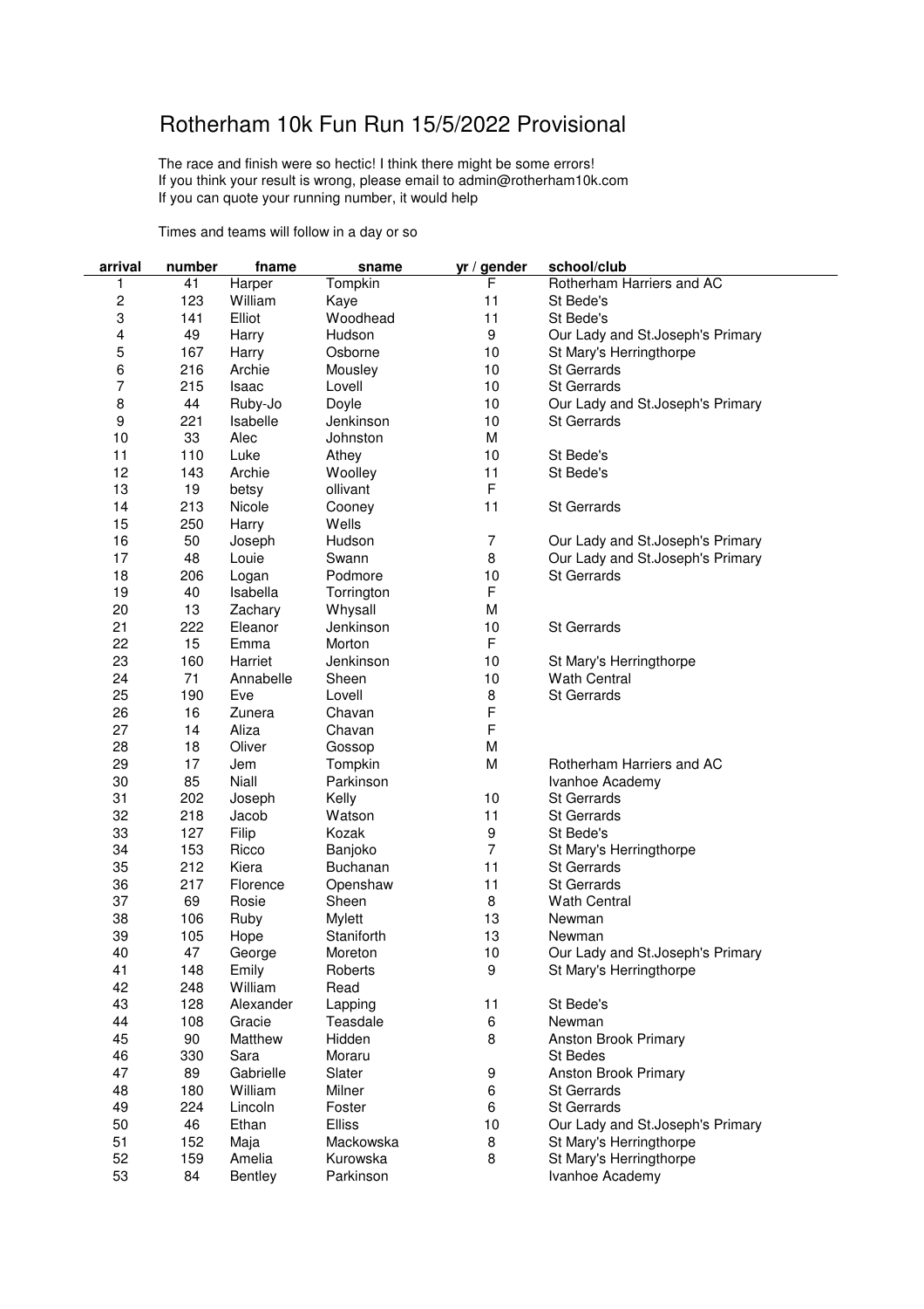# Rotherham 10k Fun Run 15/5/2022 Provisional

The race and finish were so hectic! I think there might be some errors!
If you think your result is wrong, please email to admin@rotherham10k.com
If you can quote your running number, it would help

Times and teams will follow in a day or so

| arrival | number | fname | sname | yr / gender | school/club |
|---|---|---|---|---|---|
| 1 | 41 | Harper | Tompkin | F | Rotherham Harriers and AC |
| 2 | 123 | William | Kaye | 11 | St Bede's |
| 3 | 141 | Elliot | Woodhead | 11 | St Bede's |
| 4 | 49 | Harry | Hudson | 9 | Our Lady and St.Joseph's Primary |
| 5 | 167 | Harry | Osborne | 10 | St Mary's Herringthorpe |
| 6 | 216 | Archie | Mousley | 10 | St Gerrards |
| 7 | 215 | Isaac | Lovell | 10 | St Gerrards |
| 8 | 44 | Ruby-Jo | Doyle | 10 | Our Lady and St.Joseph's Primary |
| 9 | 221 | Isabelle | Jenkinson | 10 | St Gerrards |
| 10 | 33 | Alec | Johnston | M | |
| 11 | 110 | Luke | Athey | 10 | St Bede's |
| 12 | 143 | Archie | Woolley | 11 | St Bede's |
| 13 | 19 | betsy | ollivant | F | |
| 14 | 213 | Nicole | Cooney | 11 | St Gerrards |
| 15 | 250 | Harry | Wells | | |
| 16 | 50 | Joseph | Hudson | 7 | Our Lady and St.Joseph's Primary |
| 17 | 48 | Louie | Swann | 8 | Our Lady and St.Joseph's Primary |
| 18 | 206 | Logan | Podmore | 10 | St Gerrards |
| 19 | 40 | Isabella | Torrington | F | |
| 20 | 13 | Zachary | Whysall | M | |
| 21 | 222 | Eleanor | Jenkinson | 10 | St Gerrards |
| 22 | 15 | Emma | Morton | F | |
| 23 | 160 | Harriet | Jenkinson | 10 | St Mary's Herringthorpe |
| 24 | 71 | Annabelle | Sheen | 10 | Wath Central |
| 25 | 190 | Eve | Lovell | 8 | St Gerrards |
| 26 | 16 | Zunera | Chavan | F | |
| 27 | 14 | Aliza | Chavan | F | |
| 28 | 18 | Oliver | Gossop | M | |
| 29 | 17 | Jem | Tompkin | M | Rotherham Harriers and AC |
| 30 | 85 | Niall | Parkinson | | Ivanhoe Academy |
| 31 | 202 | Joseph | Kelly | 10 | St Gerrards |
| 32 | 218 | Jacob | Watson | 11 | St Gerrards |
| 33 | 127 | Filip | Kozak | 9 | St Bede's |
| 34 | 153 | Ricco | Banjoko | 7 | St Mary's Herringthorpe |
| 35 | 212 | Kiera | Buchanan | 11 | St Gerrards |
| 36 | 217 | Florence | Openshaw | 11 | St Gerrards |
| 37 | 69 | Rosie | Sheen | 8 | Wath Central |
| 38 | 106 | Ruby | Mylett | 13 | Newman |
| 39 | 105 | Hope | Staniforth | 13 | Newman |
| 40 | 47 | George | Moreton | 10 | Our Lady and St.Joseph's Primary |
| 41 | 148 | Emily | Roberts | 9 | St Mary's Herringthorpe |
| 42 | 248 | William | Read | | |
| 43 | 128 | Alexander | Lapping | 11 | St Bede's |
| 44 | 108 | Gracie | Teasdale | 6 | Newman |
| 45 | 90 | Matthew | Hidden | 8 | Anston Brook Primary |
| 46 | 330 | Sara | Moraru | | St Bedes |
| 47 | 89 | Gabrielle | Slater | 9 | Anston Brook Primary |
| 48 | 180 | William | Milner | 6 | St Gerrards |
| 49 | 224 | Lincoln | Foster | 6 | St Gerrards |
| 50 | 46 | Ethan | Elliss | 10 | Our Lady and St.Joseph's Primary |
| 51 | 152 | Maja | Mackowska | 8 | St Mary's Herringthorpe |
| 52 | 159 | Amelia | Kurowska | 8 | St Mary's Herringthorpe |
| 53 | 84 | Bentley | Parkinson | | Ivanhoe Academy |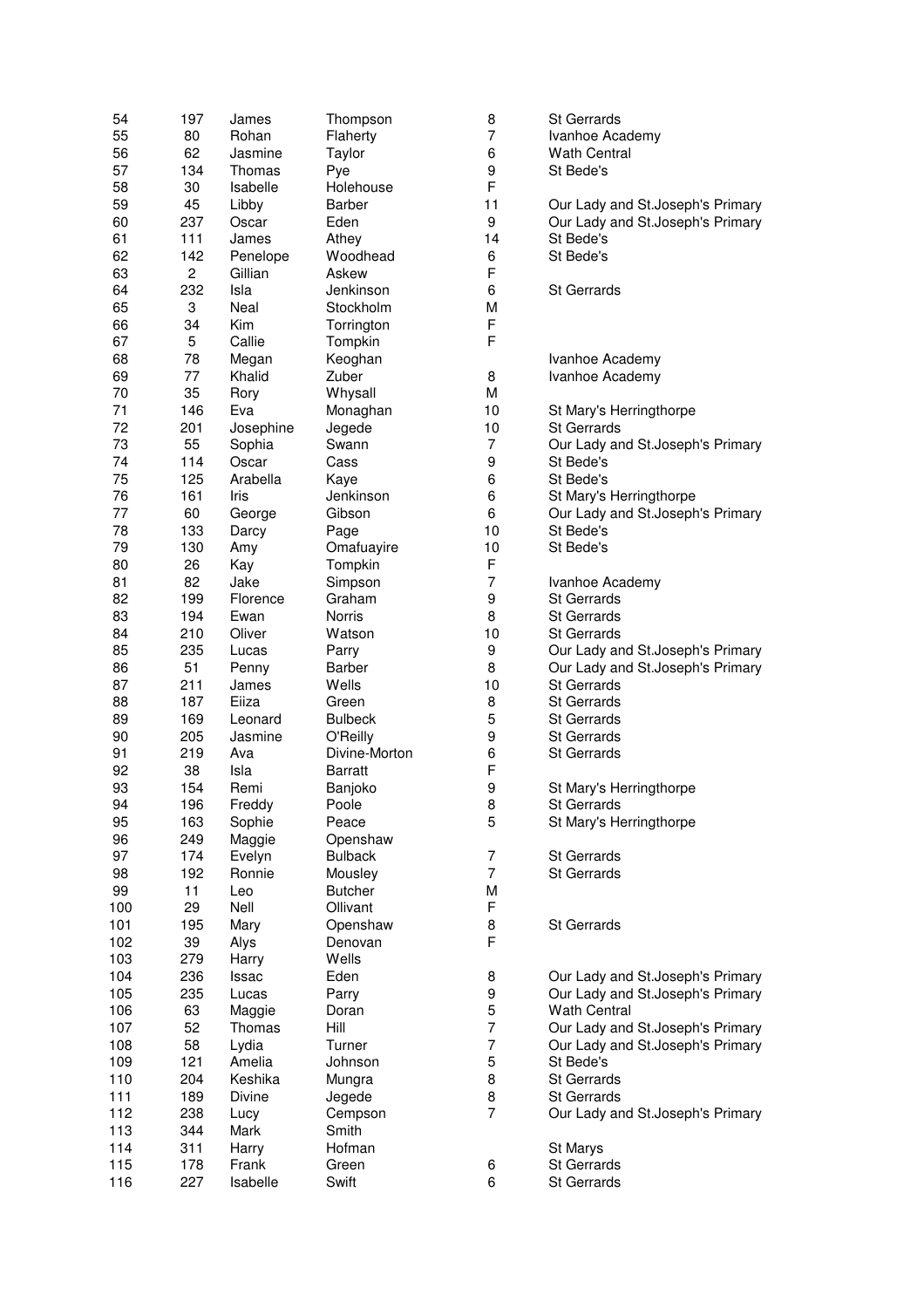| | | | | | |
|---|---|---|---|---|---|
| 54 | 197 | James | Thompson | 8 | St Gerrards |
| 55 | 80 | Rohan | Flaherty | 7 | Ivanhoe Academy |
| 56 | 62 | Jasmine | Taylor | 6 | Wath Central |
| 57 | 134 | Thomas | Pye | 9 | St Bede's |
| 58 | 30 | Isabelle | Holehouse | F | |
| 59 | 45 | Libby | Barber | 11 | Our Lady and St.Joseph's Primary |
| 60 | 237 | Oscar | Eden | 9 | Our Lady and St.Joseph's Primary |
| 61 | 111 | James | Athey | 14 | St Bede's |
| 62 | 142 | Penelope | Woodhead | 6 | St Bede's |
| 63 | 2 | Gillian | Askew | F | |
| 64 | 232 | Isla | Jenkinson | 6 | St Gerrards |
| 65 | 3 | Neal | Stockholm | M | |
| 66 | 34 | Kim | Torrington | F | |
| 67 | 5 | Callie | Tompkin | F | |
| 68 | 78 | Megan | Keoghan | | Ivanhoe Academy |
| 69 | 77 | Khalid | Zuber | 8 | Ivanhoe Academy |
| 70 | 35 | Rory | Whysall | M | |
| 71 | 146 | Eva | Monaghan | 10 | St Mary's Herringthorpe |
| 72 | 201 | Josephine | Jegede | 10 | St Gerrards |
| 73 | 55 | Sophia | Swann | 7 | Our Lady and St.Joseph's Primary |
| 74 | 114 | Oscar | Cass | 9 | St Bede's |
| 75 | 125 | Arabella | Kaye | 6 | St Bede's |
| 76 | 161 | Iris | Jenkinson | 6 | St Mary's Herringthorpe |
| 77 | 60 | George | Gibson | 6 | Our Lady and St.Joseph's Primary |
| 78 | 133 | Darcy | Page | 10 | St Bede's |
| 79 | 130 | Amy | Omafuayire | 10 | St Bede's |
| 80 | 26 | Kay | Tompkin | F | |
| 81 | 82 | Jake | Simpson | 7 | Ivanhoe Academy |
| 82 | 199 | Florence | Graham | 9 | St Gerrards |
| 83 | 194 | Ewan | Norris | 8 | St Gerrards |
| 84 | 210 | Oliver | Watson | 10 | St Gerrards |
| 85 | 235 | Lucas | Parry | 9 | Our Lady and St.Joseph's Primary |
| 86 | 51 | Penny | Barber | 8 | Our Lady and St.Joseph's Primary |
| 87 | 211 | James | Wells | 10 | St Gerrards |
| 88 | 187 | Eiiza | Green | 8 | St Gerrards |
| 89 | 169 | Leonard | Bulbeck | 5 | St Gerrards |
| 90 | 205 | Jasmine | O'Reilly | 9 | St Gerrards |
| 91 | 219 | Ava | Divine-Morton | 6 | St Gerrards |
| 92 | 38 | Isla | Barratt | F | |
| 93 | 154 | Remi | Banjoko | 9 | St Mary's Herringthorpe |
| 94 | 196 | Freddy | Poole | 8 | St Gerrards |
| 95 | 163 | Sophie | Peace | 5 | St Mary's Herringthorpe |
| 96 | 249 | Maggie | Openshaw | | |
| 97 | 174 | Evelyn | Bulbeck | 7 | St Gerrards |
| 98 | 192 | Ronnie | Mousley | 7 | St Gerrards |
| 99 | 11 | Leo | Butcher | M | |
| 100 | 29 | Nell | Ollivant | F | |
| 101 | 195 | Mary | Openshaw | 8 | St Gerrards |
| 102 | 39 | Alys | Denovan | F | |
| 103 | 279 | Harry | Wells | | |
| 104 | 236 | Issac | Eden | 8 | Our Lady and St.Joseph's Primary |
| 105 | 235 | Lucas | Parry | 9 | Our Lady and St.Joseph's Primary |
| 106 | 63 | Maggie | Doran | 5 | Wath Central |
| 107 | 52 | Thomas | Hill | 7 | Our Lady and St.Joseph's Primary |
| 108 | 58 | Lydia | Turner | 7 | Our Lady and St.Joseph's Primary |
| 109 | 121 | Amelia | Johnson | 5 | St Bede's |
| 110 | 204 | Keshika | Mungra | 8 | St Gerrards |
| 111 | 189 | Divine | Jegede | 8 | St Gerrards |
| 112 | 238 | Lucy | Cempson | 7 | Our Lady and St.Joseph's Primary |
| 113 | 344 | Mark | Smith | | |
| 114 | 311 | Harry | Hofman | | St Marys |
| 115 | 178 | Frank | Green | 6 | St Gerrards |
| 116 | 227 | Isabelle | Swift | 6 | St Gerrards |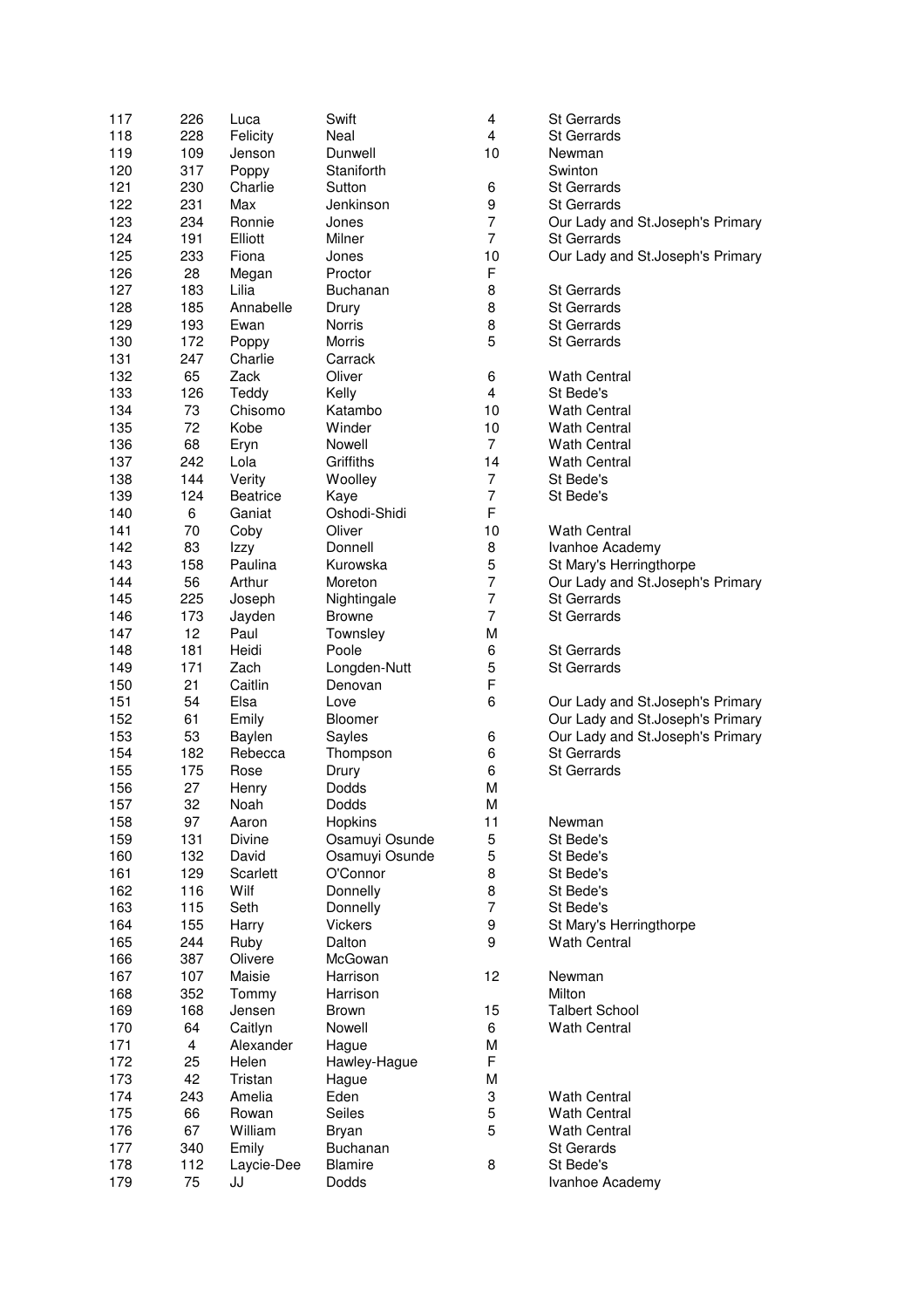| | | | | | |
|---|---|---|---|---|---|
| 117 | 226 | Luca | Swift | 4 | St Gerrards |
| 118 | 228 | Felicity | Neal | 4 | St Gerrards |
| 119 | 109 | Jenson | Dunwell | 10 | Newman |
| 120 | 317 | Poppy | Staniforth | | Swinton |
| 121 | 230 | Charlie | Sutton | 6 | St Gerrards |
| 122 | 231 | Max | Jenkinson | 9 | St Gerrards |
| 123 | 234 | Ronnie | Jones | 7 | Our Lady and St.Joseph's Primary |
| 124 | 191 | Elliott | Milner | 7 | St Gerrards |
| 125 | 233 | Fiona | Jones | 10 | Our Lady and St.Joseph's Primary |
| 126 | 28 | Megan | Proctor | F | |
| 127 | 183 | Lilia | Buchanan | 8 | St Gerrards |
| 128 | 185 | Annabelle | Drury | 8 | St Gerrards |
| 129 | 193 | Ewan | Norris | 8 | St Gerrards |
| 130 | 172 | Poppy | Morris | 5 | St Gerrards |
| 131 | 247 | Charlie | Carrack | | |
| 132 | 65 | Zack | Oliver | 6 | Wath Central |
| 133 | 126 | Teddy | Kelly | 4 | St Bede's |
| 134 | 73 | Chisomo | Katambo | 10 | Wath Central |
| 135 | 72 | Kobe | Winder | 10 | Wath Central |
| 136 | 68 | Eryn | Nowell | 7 | Wath Central |
| 137 | 242 | Lola | Griffiths | 14 | Wath Central |
| 138 | 144 | Verity | Woolley | 7 | St Bede's |
| 139 | 124 | Beatrice | Kaye | 7 | St Bede's |
| 140 | 6 | Ganiat | Oshodi-Shidi | F | |
| 141 | 70 | Coby | Oliver | 10 | Wath Central |
| 142 | 83 | Izzy | Donnell | 8 | Ivanhoe Academy |
| 143 | 158 | Paulina | Kurowska | 5 | St Mary's Herringthorpe |
| 144 | 56 | Arthur | Moreton | 7 | Our Lady and St.Joseph's Primary |
| 145 | 225 | Joseph | Nightingale | 7 | St Gerrards |
| 146 | 173 | Jayden | Browne | 7 | St Gerrards |
| 147 | 12 | Paul | Townsley | M | |
| 148 | 181 | Heidi | Poole | 6 | St Gerrards |
| 149 | 171 | Zach | Longden-Nutt | 5 | St Gerrards |
| 150 | 21 | Caitlin | Denovan | F | |
| 151 | 54 | Elsa | Love | 6 | Our Lady and St.Joseph's Primary |
| 152 | 61 | Emily | Bloomer | | Our Lady and St.Joseph's Primary |
| 153 | 53 | Baylen | Sayles | 6 | Our Lady and St.Joseph's Primary |
| 154 | 182 | Rebecca | Thompson | 6 | St Gerrards |
| 155 | 175 | Rose | Drury | 6 | St Gerrards |
| 156 | 27 | Henry | Dodds | M | |
| 157 | 32 | Noah | Dodds | M | |
| 158 | 97 | Aaron | Hopkins | 11 | Newman |
| 159 | 131 | Divine | Osamuyi Osunde | 5 | St Bede's |
| 160 | 132 | David | Osamuyi Osunde | 5 | St Bede's |
| 161 | 129 | Scarlett | O'Connor | 8 | St Bede's |
| 162 | 116 | Wilf | Donnelly | 8 | St Bede's |
| 163 | 115 | Seth | Donnelly | 7 | St Bede's |
| 164 | 155 | Harry | Vickers | 9 | St Mary's Herringthorpe |
| 165 | 244 | Ruby | Dalton | 9 | Wath Central |
| 166 | 387 | Olivere | McGowan | | |
| 167 | 107 | Maisie | Harrison | 12 | Newman |
| 168 | 352 | Tommy | Harrison | | Milton |
| 169 | 168 | Jensen | Brown | 15 | Talbert School |
| 170 | 64 | Caitlyn | Nowell | 6 | Wath Central |
| 171 | 4 | Alexander | Hague | M | |
| 172 | 25 | Helen | Hawley-Hague | F | |
| 173 | 42 | Tristan | Hague | M | |
| 174 | 243 | Amelia | Eden | 3 | Wath Central |
| 175 | 66 | Rowan | Seiles | 5 | Wath Central |
| 176 | 67 | William | Bryan | 5 | Wath Central |
| 177 | 340 | Emily | Buchanan | | St Gerards |
| 178 | 112 | Laycie-Dee | Blamire | 8 | St Bede's |
| 179 | 75 | JJ | Dodds | | Ivanhoe Academy |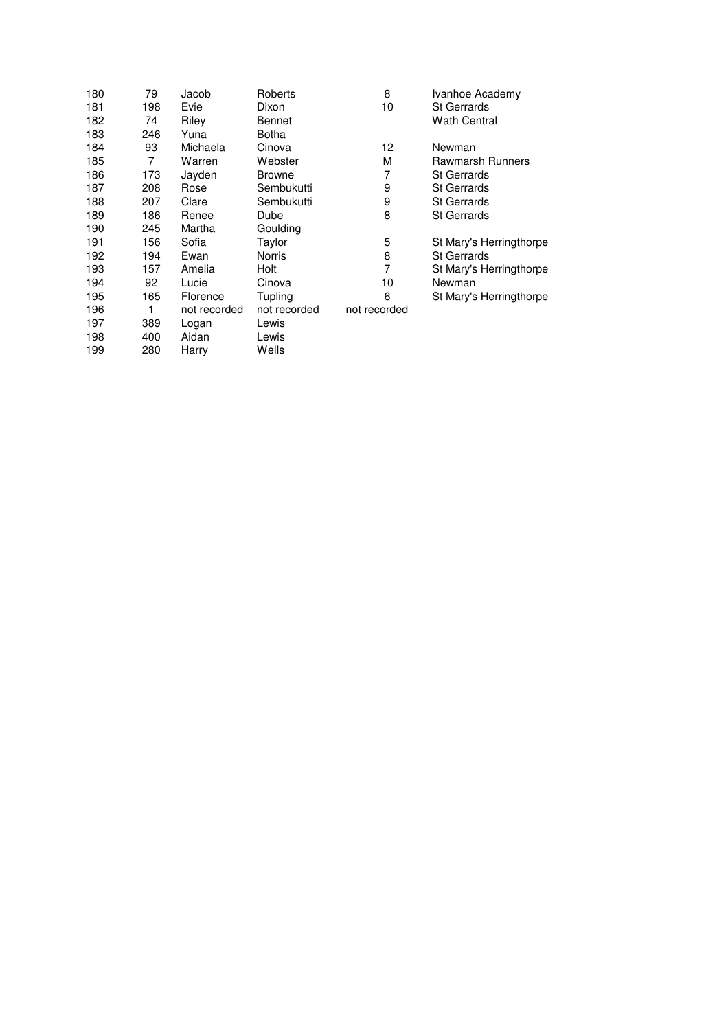| | | | | | |
|---|---|---|---|---|---|
| 180 | 79 | Jacob | Roberts | 8 | Ivanhoe Academy |
| 181 | 198 | Evie | Dixon | 10 | St Gerrards |
| 182 | 74 | Riley | Bennet | | Wath Central |
| 183 | 246 | Yuna | Botha | | |
| 184 | 93 | Michaela | Cinova | 12 | Newman |
| 185 | 7 | Warren | Webster | M | Rawmarsh Runners |
| 186 | 173 | Jayden | Browne | 7 | St Gerrards |
| 187 | 208 | Rose | Sembukutti | 9 | St Gerrards |
| 188 | 207 | Clare | Sembukutti | 9 | St Gerrards |
| 189 | 186 | Renee | Dube | 8 | St Gerrards |
| 190 | 245 | Martha | Goulding | | |
| 191 | 156 | Sofia | Taylor | 5 | St Mary's Herringthorpe |
| 192 | 194 | Ewan | Norris | 8 | St Gerrards |
| 193 | 157 | Amelia | Holt | 7 | St Mary's Herringthorpe |
| 194 | 92 | Lucie | Cinova | 10 | Newman |
| 195 | 165 | Florence | Tupling | 6 | St Mary's Herringthorpe |
| 196 | 1 | not recorded | not recorded | not recorded | |
| 197 | 389 | Logan | Lewis | | |
| 198 | 400 | Aidan | Lewis | | |
| 199 | 280 | Harry | Wells | | |